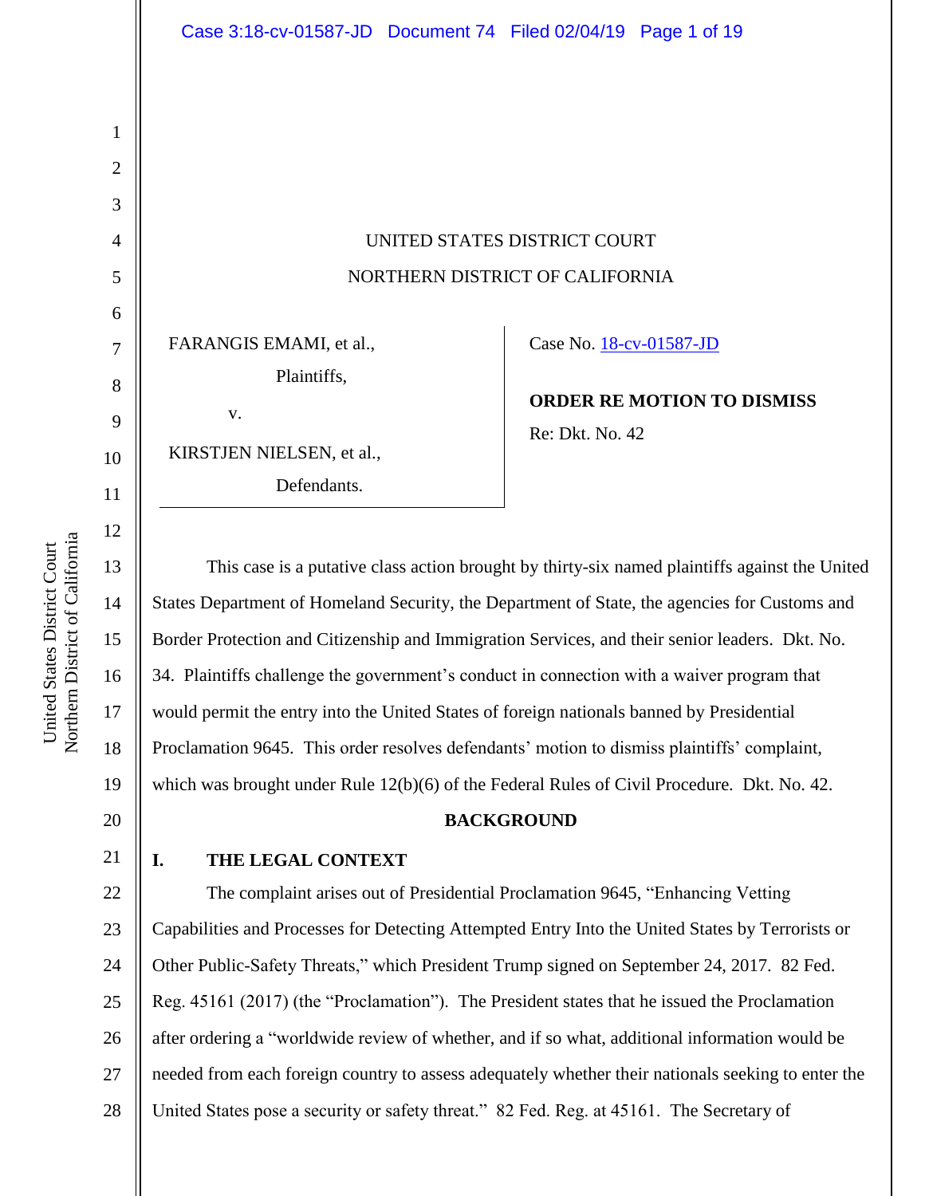UNITED STATES DISTRICT COURT

NORTHERN DISTRICT OF CALIFORNIA

FARANGIS EMAMI, et al.,

Plaintiffs,

v.

KIRSTJEN NIELSEN, et al.,

Defendants.

Case No. 18-cv-01587-JD

**ORDER RE MOTION TO DISMISS**

Re: Dkt. No. 42

This case is a putative class action brought by thirty-six named plaintiffs against the United States Department of Homeland Security, the Department of State, the agencies for Customs and Border Protection and Citizenship and Immigration Services, and their senior leaders. Dkt. No. 34. Plaintiffs challenge the government's conduct in connection with a waiver program that would permit the entry into the United States of foreign nationals banned by Presidential Proclamation 9645. This order resolves defendants' motion to dismiss plaintiffs' complaint, which was brought under Rule 12(b)(6) of the Federal Rules of Civil Procedure. Dkt. No. 42.

## BACKGROUND

### I. THE LEGAL CONTEXT

The complaint arises out of Presidential Proclamation 9645, "Enhancing Vetting Capabilities and Processes for Detecting Attempted Entry Into the United States by Terrorists or Other Public-Safety Threats," which President Trump signed on September 24, 2017. 82 Fed. Reg. 45161 (2017) (the "Proclamation"). The President states that he issued the Proclamation after ordering a "worldwide review of whether, and if so what, additional information would be needed from each foreign country to assess adequately whether their nationals seeking to enter the United States pose a security or safety threat." 82 Fed. Reg. at 45161. The Secretary of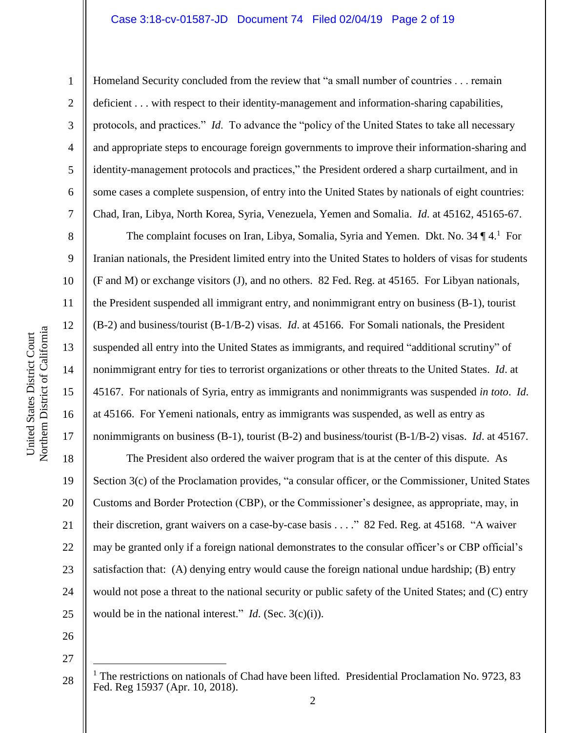Homeland Security concluded from the review that "a small number of countries . . . remain deficient . . . with respect to their identity-management and information-sharing capabilities, protocols, and practices." *Id*. To advance the "policy of the United States to take all necessary and appropriate steps to encourage foreign governments to improve their information-sharing and identity-management protocols and practices," the President ordered a sharp curtailment, and in some cases a complete suspension, of entry into the United States by nationals of eight countries: Chad, Iran, Libya, North Korea, Syria, Venezuela, Yemen and Somalia. *Id*. at 45162, 45165-67.

The complaint focuses on Iran, Libya, Somalia, Syria and Yemen. Dkt. No. 34 ¶ 4.[1] For Iranian nationals, the President limited entry into the United States to holders of visas for students (F and M) or exchange visitors (J), and no others. 82 Fed. Reg. at 45165. For Libyan nationals, the President suspended all immigrant entry, and nonimmigrant entry on business (B-1), tourist (B-2) and business/tourist (B-1/B-2) visas. *Id*. at 45166. For Somali nationals, the President suspended all entry into the United States as immigrants, and required "additional scrutiny" of nonimmigrant entry for ties to terrorist organizations or other threats to the United States. *Id*. at 45167. For nationals of Syria, entry as immigrants and nonimmigrants was suspended *in toto*. *Id*. at 45166. For Yemeni nationals, entry as immigrants was suspended, as well as entry as nonimmigrants on business (B-1), tourist (B-2) and business/tourist (B-1/B-2) visas. *Id*. at 45167.

The President also ordered the waiver program that is at the center of this dispute. As Section 3(c) of the Proclamation provides, "a consular officer, or the Commissioner, United States Customs and Border Protection (CBP), or the Commissioner's designee, as appropriate, may, in their discretion, grant waivers on a case-by-case basis . . . ." 82 Fed. Reg. at 45168. "A waiver may be granted only if a foreign national demonstrates to the consular officer's or CBP official's satisfaction that: (A) denying entry would cause the foreign national undue hardship; (B) entry would not pose a threat to the national security or public safety of the United States; and (C) entry would be in the national interest." *Id*. (Sec. 3(c)(i)).

---

[1] The restrictions on nationals of Chad have been lifted. Presidential Proclamation No. 9723, 83 Fed. Reg 15937 (Apr. 10, 2018).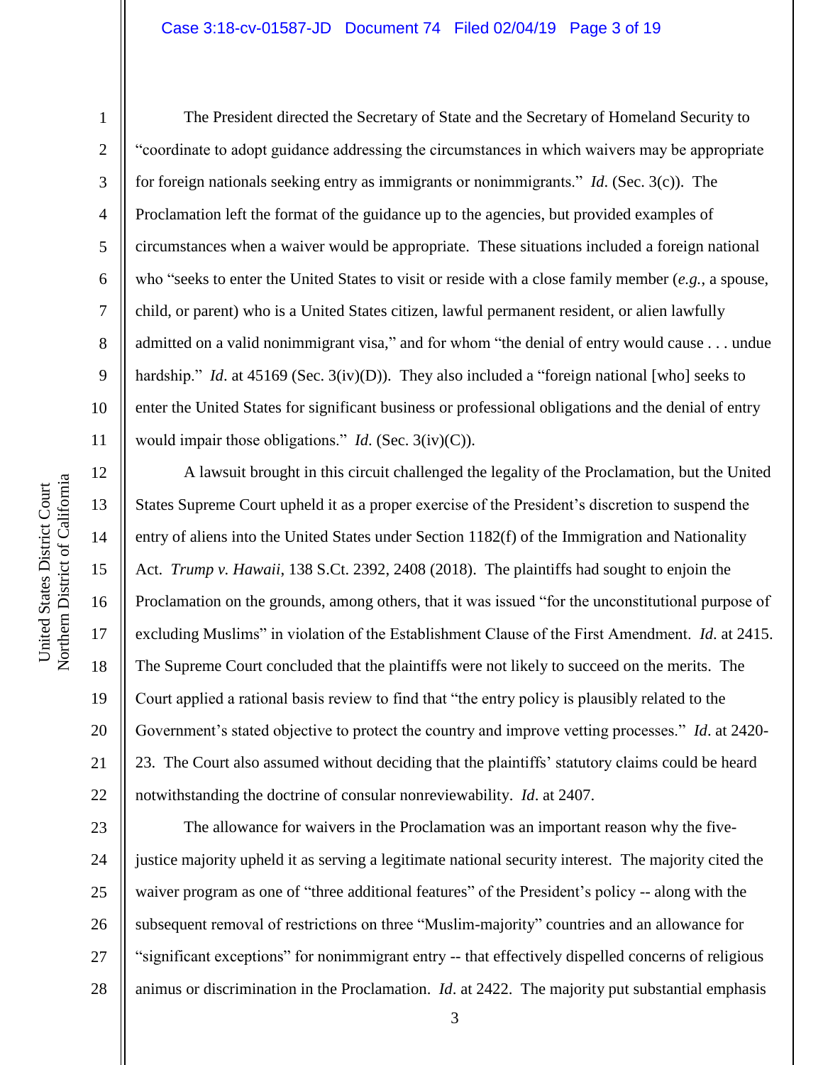The President directed the Secretary of State and the Secretary of Homeland Security to "coordinate to adopt guidance addressing the circumstances in which waivers may be appropriate for foreign nationals seeking entry as immigrants or nonimmigrants." *Id.* (Sec. 3(c)). The Proclamation left the format of the guidance up to the agencies, but provided examples of circumstances when a waiver would be appropriate. These situations included a foreign national who "seeks to enter the United States to visit or reside with a close family member (*e.g.*, a spouse, child, or parent) who is a United States citizen, lawful permanent resident, or alien lawfully admitted on a valid nonimmigrant visa," and for whom "the denial of entry would cause . . . undue hardship." *Id*. at 45169 (Sec. 3(iv)(D)). They also included a "foreign national [who] seeks to enter the United States for significant business or professional obligations and the denial of entry would impair those obligations." *Id.* (Sec. 3(iv)(C)).

A lawsuit brought in this circuit challenged the legality of the Proclamation, but the United States Supreme Court upheld it as a proper exercise of the President's discretion to suspend the entry of aliens into the United States under Section 1182(f) of the Immigration and Nationality Act. *Trump v. Hawaii*, 138 S.Ct. 2392, 2408 (2018). The plaintiffs had sought to enjoin the Proclamation on the grounds, among others, that it was issued "for the unconstitutional purpose of excluding Muslims" in violation of the Establishment Clause of the First Amendment. *Id*. at 2415. The Supreme Court concluded that the plaintiffs were not likely to succeed on the merits. The Court applied a rational basis review to find that "the entry policy is plausibly related to the Government's stated objective to protect the country and improve vetting processes." *Id*. at 2420-23. The Court also assumed without deciding that the plaintiffs' statutory claims could be heard notwithstanding the doctrine of consular nonreviewability. *Id*. at 2407.

The allowance for waivers in the Proclamation was an important reason why the five-justice majority upheld it as serving a legitimate national security interest. The majority cited the waiver program as one of "three additional features" of the President's policy -- along with the subsequent removal of restrictions on three "Muslim-majority" countries and an allowance for "significant exceptions" for nonimmigrant entry -- that effectively dispelled concerns of religious animus or discrimination in the Proclamation. *Id*. at 2422. The majority put substantial emphasis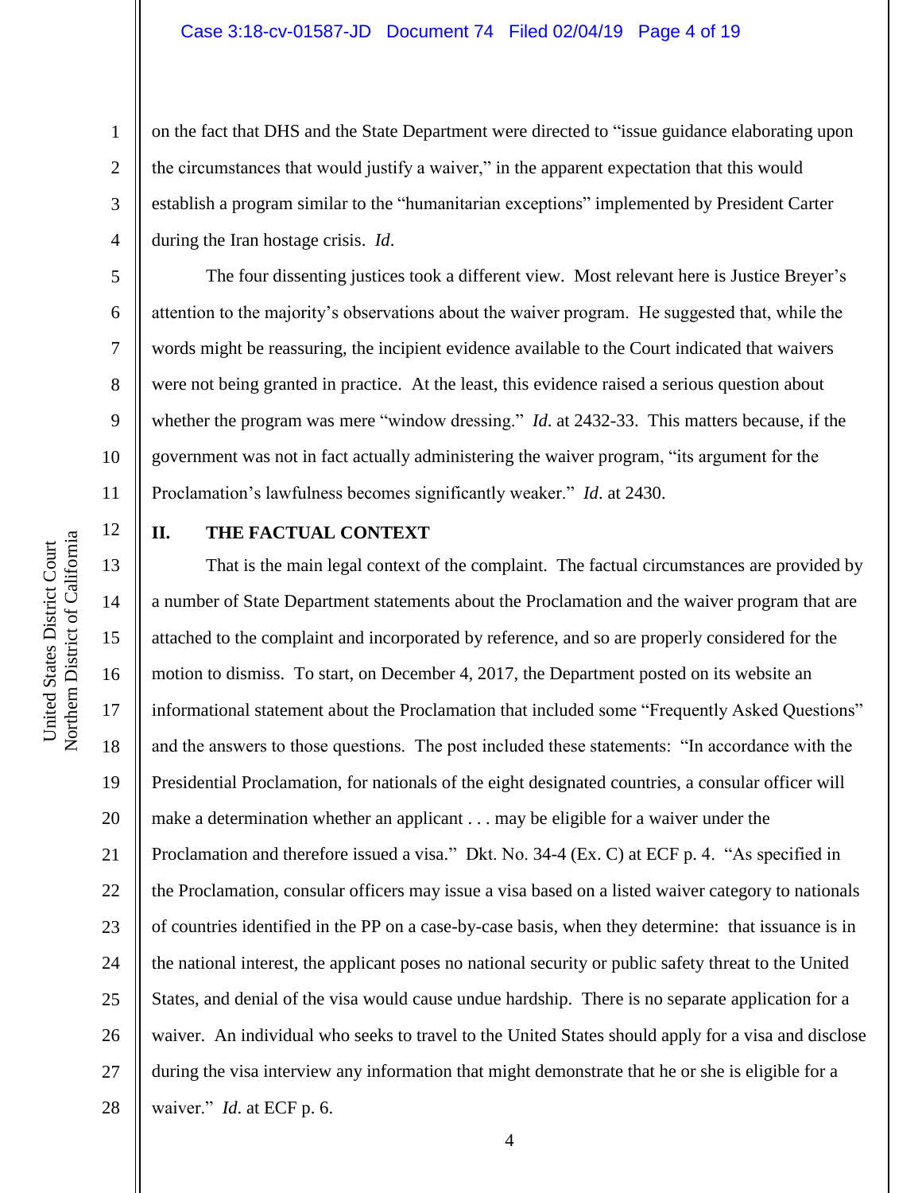on the fact that DHS and the State Department were directed to "issue guidance elaborating upon the circumstances that would justify a waiver," in the apparent expectation that this would establish a program similar to the "humanitarian exceptions" implemented by President Carter during the Iran hostage crisis. *Id*.

The four dissenting justices took a different view. Most relevant here is Justice Breyer's attention to the majority's observations about the waiver program. He suggested that, while the words might be reassuring, the incipient evidence available to the Court indicated that waivers were not being granted in practice. At the least, this evidence raised a serious question about whether the program was mere "window dressing." *Id*. at 2432-33. This matters because, if the government was not in fact actually administering the waiver program, "its argument for the Proclamation's lawfulness becomes significantly weaker." *Id*. at 2430.

## II. THE FACTUAL CONTEXT

That is the main legal context of the complaint. The factual circumstances are provided by a number of State Department statements about the Proclamation and the waiver program that are attached to the complaint and incorporated by reference, and so are properly considered for the motion to dismiss. To start, on December 4, 2017, the Department posted on its website an informational statement about the Proclamation that included some "Frequently Asked Questions" and the answers to those questions. The post included these statements: "In accordance with the Presidential Proclamation, for nationals of the eight designated countries, a consular officer will make a determination whether an applicant . . . may be eligible for a waiver under the Proclamation and therefore issued a visa." Dkt. No. 34-4 (Ex. C) at ECF p. 4. "As specified in the Proclamation, consular officers may issue a visa based on a listed waiver category to nationals of countries identified in the PP on a case-by-case basis, when they determine: that issuance is in the national interest, the applicant poses no national security or public safety threat to the United States, and denial of the visa would cause undue hardship. There is no separate application for a waiver. An individual who seeks to travel to the United States should apply for a visa and disclose during the visa interview any information that might demonstrate that he or she is eligible for a waiver." *Id*. at ECF p. 6.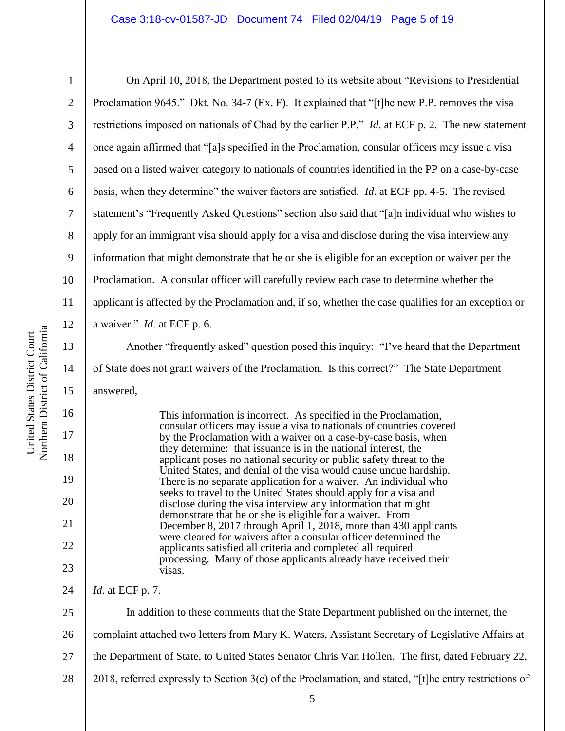On April 10, 2018, the Department posted to its website about "Revisions to Presidential Proclamation 9645." Dkt. No. 34-7 (Ex. F). It explained that "[t]he new P.P. removes the visa restrictions imposed on nationals of Chad by the earlier P.P." *Id.* at ECF p. 2. The new statement once again affirmed that "[a]s specified in the Proclamation, consular officers may issue a visa based on a listed waiver category to nationals of countries identified in the PP on a case-by-case basis, when they determine" the waiver factors are satisfied. *Id.* at ECF pp. 4-5. The revised statement's "Frequently Asked Questions" section also said that "[a]n individual who wishes to apply for an immigrant visa should apply for a visa and disclose during the visa interview any information that might demonstrate that he or she is eligible for an exception or waiver per the Proclamation. A consular officer will carefully review each case to determine whether the applicant is affected by the Proclamation and, if so, whether the case qualifies for an exception or a waiver." *Id.* at ECF p. 6.

Another "frequently asked" question posed this inquiry: "I've heard that the Department of State does not grant waivers of the Proclamation. Is this correct?" The State Department answered,

> This information is incorrect. As specified in the Proclamation, consular officers may issue a visa to nationals of countries covered by the Proclamation with a waiver on a case-by-case basis, when they determine: that issuance is in the national interest, the applicant poses no national security or public safety threat to the United States, and denial of the visa would cause undue hardship. There is no separate application for a waiver. An individual who seeks to travel to the United States should apply for a visa and disclose during the visa interview any information that might demonstrate that he or she is eligible for a waiver. From December 8, 2017 through April 1, 2018, more than 430 applicants were cleared for waivers after a consular officer determined the applicants satisfied all criteria and completed all required processing. Many of those applicants already have received their visas.

*Id.* at ECF p. 7.

In addition to these comments that the State Department published on the internet, the complaint attached two letters from Mary K. Waters, Assistant Secretary of Legislative Affairs at the Department of State, to United States Senator Chris Van Hollen. The first, dated February 22, 2018, referred expressly to Section 3(c) of the Proclamation, and stated, "[t]he entry restrictions of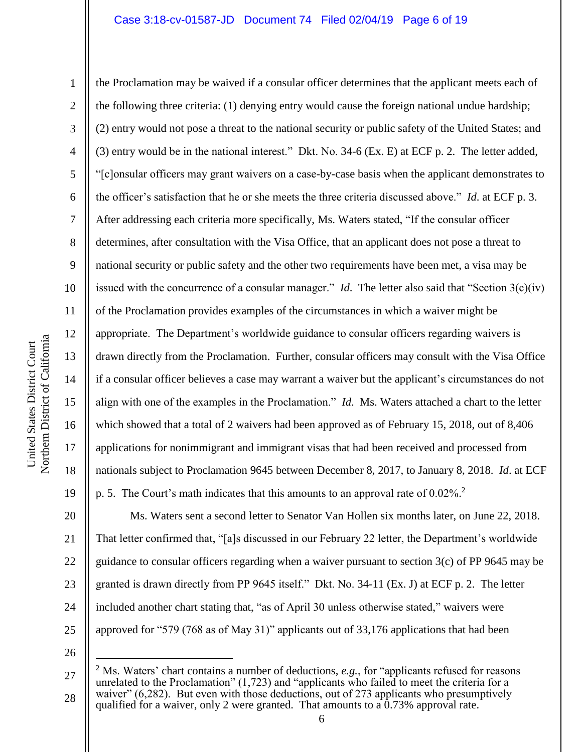the Proclamation may be waived if a consular officer determines that the applicant meets each of the following three criteria: (1) denying entry would cause the foreign national undue hardship; (2) entry would not pose a threat to the national security or public safety of the United States; and (3) entry would be in the national interest." Dkt. No. 34-6 (Ex. E) at ECF p. 2. The letter added, "[c]onsular officers may grant waivers on a case-by-case basis when the applicant demonstrates to the officer's satisfaction that he or she meets the three criteria discussed above." *Id.* at ECF p. 3. After addressing each criteria more specifically, Ms. Waters stated, "If the consular officer determines, after consultation with the Visa Office, that an applicant does not pose a threat to national security or public safety and the other two requirements have been met, a visa may be issued with the concurrence of a consular manager." *Id.* The letter also said that "Section 3(c)(iv) of the Proclamation provides examples of the circumstances in which a waiver might be appropriate. The Department's worldwide guidance to consular officers regarding waivers is drawn directly from the Proclamation. Further, consular officers may consult with the Visa Office if a consular officer believes a case may warrant a waiver but the applicant's circumstances do not align with one of the examples in the Proclamation." *Id.* Ms. Waters attached a chart to the letter which showed that a total of 2 waivers had been approved as of February 15, 2018, out of 8,406 applications for nonimmigrant and immigrant visas that had been received and processed from nationals subject to Proclamation 9645 between December 8, 2017, to January 8, 2018. *Id*. at ECF p. 5. The Court's math indicates that this amounts to an approval rate of 0.02%.[2]

Ms. Waters sent a second letter to Senator Van Hollen six months later, on June 22, 2018. That letter confirmed that, "[a]s discussed in our February 22 letter, the Department's worldwide guidance to consular officers regarding when a waiver pursuant to section 3(c) of PP 9645 may be granted is drawn directly from PP 9645 itself." Dkt. No. 34-11 (Ex. J) at ECF p. 2. The letter included another chart stating that, "as of April 30 unless otherwise stated," waivers were approved for "579 (768 as of May 31)" applicants out of 33,176 applications that had been

[2] Ms. Waters' chart contains a number of deductions, *e.g.*, for "applicants refused for reasons unrelated to the Proclamation" (1,723) and "applicants who failed to meet the criteria for a waiver" (6,282). But even with those deductions, out of 273 applicants who presumptively qualified for a waiver, only 2 were granted. That amounts to a 0.73% approval rate.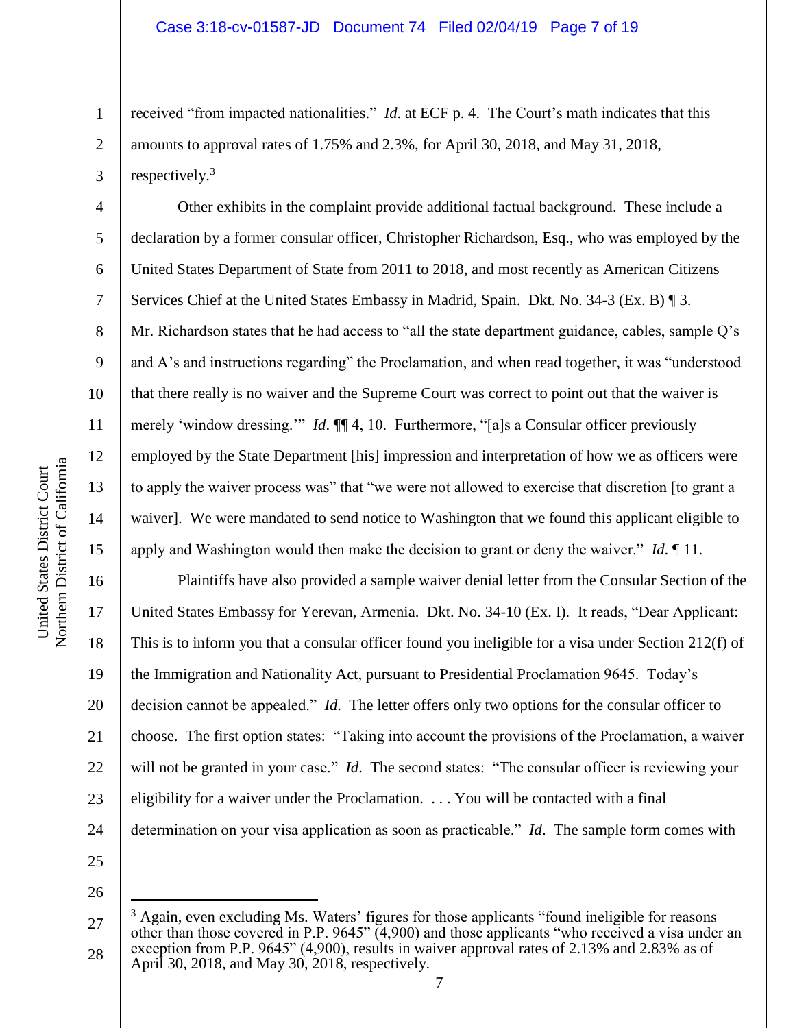received "from impacted nationalities." *Id.* at ECF p. 4. The Court's math indicates that this amounts to approval rates of 1.75% and 2.3%, for April 30, 2018, and May 31, 2018, respectively.[3]

Other exhibits in the complaint provide additional factual background. These include a declaration by a former consular officer, Christopher Richardson, Esq., who was employed by the United States Department of State from 2011 to 2018, and most recently as American Citizens Services Chief at the United States Embassy in Madrid, Spain. Dkt. No. 34-3 (Ex. B) ¶ 3. Mr. Richardson states that he had access to "all the state department guidance, cables, sample Q's and A's and instructions regarding" the Proclamation, and when read together, it was "understood that there really is no waiver and the Supreme Court was correct to point out that the waiver is merely 'window dressing.'" *Id.* ¶¶ 4, 10. Furthermore, "[a]s a Consular officer previously employed by the State Department [his] impression and interpretation of how we as officers were to apply the waiver process was" that "we were not allowed to exercise that discretion [to grant a waiver]. We were mandated to send notice to Washington that we found this applicant eligible to apply and Washington would then make the decision to grant or deny the waiver." *Id.* ¶ 11.

Plaintiffs have also provided a sample waiver denial letter from the Consular Section of the United States Embassy for Yerevan, Armenia. Dkt. No. 34-10 (Ex. I). It reads, "Dear Applicant: This is to inform you that a consular officer found you ineligible for a visa under Section 212(f) of the Immigration and Nationality Act, pursuant to Presidential Proclamation 9645. Today's decision cannot be appealed." *Id.* The letter offers only two options for the consular officer to choose. The first option states: "Taking into account the provisions of the Proclamation, a waiver will not be granted in your case." *Id*. The second states: "The consular officer is reviewing your eligibility for a waiver under the Proclamation. . . . You will be contacted with a final determination on your visa application as soon as practicable." *Id*. The sample form comes with

---

[3] Again, even excluding Ms. Waters' figures for those applicants "found ineligible for reasons other than those covered in P.P. 9645" (4,900) and those applicants "who received a visa under an exception from P.P. 9645" (4,900), results in waiver approval rates of 2.13% and 2.83% as of April 30, 2018, and May 30, 2018, respectively.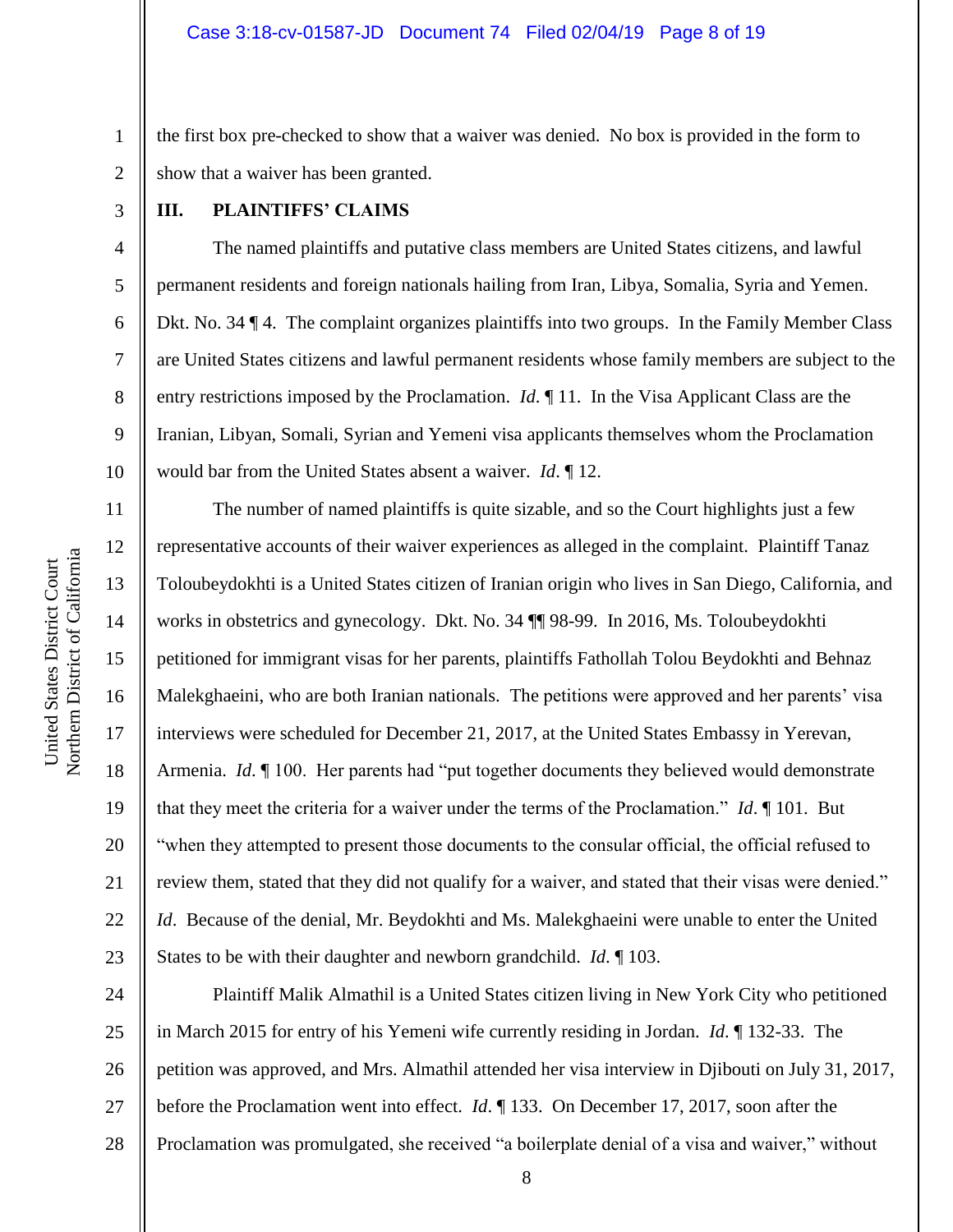the first box pre-checked to show that a waiver was denied. No box is provided in the form to show that a waiver has been granted.

## III. PLAINTIFFS' CLAIMS

The named plaintiffs and putative class members are United States citizens, and lawful permanent residents and foreign nationals hailing from Iran, Libya, Somalia, Syria and Yemen. Dkt. No. 34 ¶ 4. The complaint organizes plaintiffs into two groups. In the Family Member Class are United States citizens and lawful permanent residents whose family members are subject to the entry restrictions imposed by the Proclamation. *Id*. ¶ 11. In the Visa Applicant Class are the Iranian, Libyan, Somali, Syrian and Yemeni visa applicants themselves whom the Proclamation would bar from the United States absent a waiver. *Id*. ¶ 12.

The number of named plaintiffs is quite sizable, and so the Court highlights just a few representative accounts of their waiver experiences as alleged in the complaint. Plaintiff Tanaz Toloubeydokhti is a United States citizen of Iranian origin who lives in San Diego, California, and works in obstetrics and gynecology. Dkt. No. 34 ¶¶ 98-99. In 2016, Ms. Toloubeydokhti petitioned for immigrant visas for her parents, plaintiffs Fathollah Tolou Beydokhti and Behnaz Malekghaeini, who are both Iranian nationals. The petitions were approved and her parents' visa interviews were scheduled for December 21, 2017, at the United States Embassy in Yerevan, Armenia. *Id*. ¶ 100. Her parents had "put together documents they believed would demonstrate that they meet the criteria for a waiver under the terms of the Proclamation." *Id*. ¶ 101. But "when they attempted to present those documents to the consular official, the official refused to review them, stated that they did not qualify for a waiver, and stated that their visas were denied." *Id*. Because of the denial, Mr. Beydokhti and Ms. Malekghaeini were unable to enter the United States to be with their daughter and newborn grandchild. *Id*. ¶ 103.

Plaintiff Malik Almathil is a United States citizen living in New York City who petitioned in March 2015 for entry of his Yemeni wife currently residing in Jordan. *Id*. ¶ 132-33. The petition was approved, and Mrs. Almathil attended her visa interview in Djibouti on July 31, 2017, before the Proclamation went into effect. *Id*. ¶ 133. On December 17, 2017, soon after the Proclamation was promulgated, she received "a boilerplate denial of a visa and waiver," without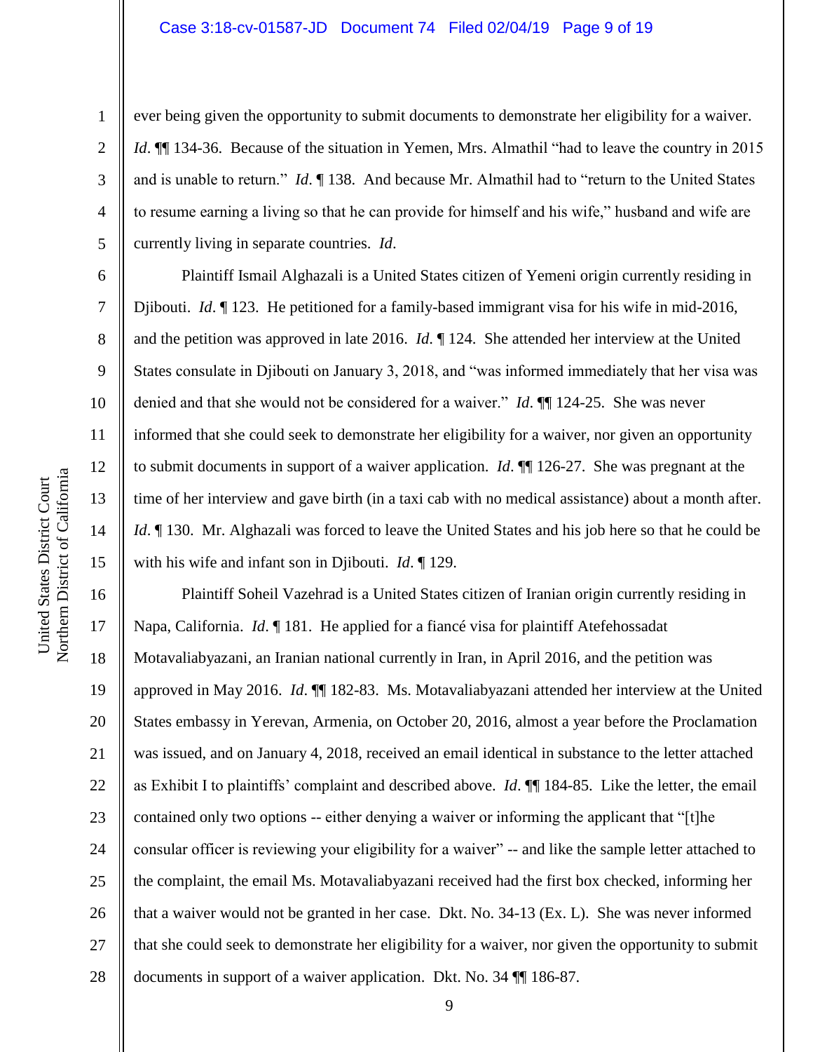ever being given the opportunity to submit documents to demonstrate her eligibility for a waiver. *Id*. ¶¶ 134-36. Because of the situation in Yemen, Mrs. Almathil "had to leave the country in 2015 and is unable to return." *Id*. ¶ 138. And because Mr. Almathil had to "return to the United States to resume earning a living so that he can provide for himself and his wife," husband and wife are currently living in separate countries. *Id*.

Plaintiff Ismail Alghazali is a United States citizen of Yemeni origin currently residing in Djibouti. *Id*. ¶ 123. He petitioned for a family-based immigrant visa for his wife in mid-2016, and the petition was approved in late 2016. *Id*. ¶ 124. She attended her interview at the United States consulate in Djibouti on January 3, 2018, and "was informed immediately that her visa was denied and that she would not be considered for a waiver." *Id*. ¶¶ 124-25. She was never informed that she could seek to demonstrate her eligibility for a waiver, nor given an opportunity to submit documents in support of a waiver application. *Id*. ¶¶ 126-27. She was pregnant at the time of her interview and gave birth (in a taxi cab with no medical assistance) about a month after. *Id*. ¶ 130. Mr. Alghazali was forced to leave the United States and his job here so that he could be with his wife and infant son in Djibouti. *Id*. ¶ 129.

Plaintiff Soheil Vazehrad is a United States citizen of Iranian origin currently residing in Napa, California. *Id*. ¶ 181. He applied for a fiancé visa for plaintiff Atefehossadat Motavaliabyazani, an Iranian national currently in Iran, in April 2016, and the petition was approved in May 2016. *Id*. ¶¶ 182-83. Ms. Motavaliabyazani attended her interview at the United States embassy in Yerevan, Armenia, on October 20, 2016, almost a year before the Proclamation was issued, and on January 4, 2018, received an email identical in substance to the letter attached as Exhibit I to plaintiffs' complaint and described above. *Id*. ¶¶ 184-85. Like the letter, the email contained only two options -- either denying a waiver or informing the applicant that "[t]he consular officer is reviewing your eligibility for a waiver" -- and like the sample letter attached to the complaint, the email Ms. Motavaliabyazani received had the first box checked, informing her that a waiver would not be granted in her case. Dkt. No. 34-13 (Ex. L). She was never informed that she could seek to demonstrate her eligibility for a waiver, nor given the opportunity to submit documents in support of a waiver application. Dkt. No. 34 ¶¶ 186-87.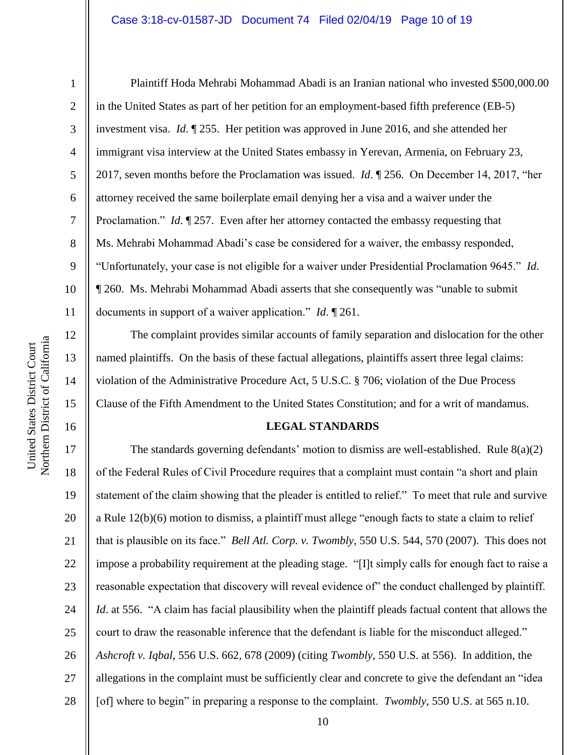Plaintiff Hoda Mehrabi Mohammad Abadi is an Iranian national who invested $500,000.00 in the United States as part of her petition for an employment-based fifth preference (EB-5) investment visa. *Id*. ¶ 255. Her petition was approved in June 2016, and she attended her immigrant visa interview at the United States embassy in Yerevan, Armenia, on February 23, 2017, seven months before the Proclamation was issued. *Id*. ¶ 256. On December 14, 2017, "her attorney received the same boilerplate email denying her a visa and a waiver under the Proclamation." *Id*. ¶ 257. Even after her attorney contacted the embassy requesting that Ms. Mehrabi Mohammad Abadi's case be considered for a waiver, the embassy responded, "Unfortunately, your case is not eligible for a waiver under Presidential Proclamation 9645." *Id*. ¶ 260. Ms. Mehrabi Mohammad Abadi asserts that she consequently was "unable to submit documents in support of a waiver application." *Id*. ¶ 261.

The complaint provides similar accounts of family separation and dislocation for the other named plaintiffs. On the basis of these factual allegations, plaintiffs assert three legal claims: violation of the Administrative Procedure Act, 5 U.S.C. § 706; violation of the Due Process Clause of the Fifth Amendment to the United States Constitution; and for a writ of mandamus.

## LEGAL STANDARDS

The standards governing defendants' motion to dismiss are well-established. Rule 8(a)(2) of the Federal Rules of Civil Procedure requires that a complaint must contain "a short and plain statement of the claim showing that the pleader is entitled to relief." To meet that rule and survive a Rule 12(b)(6) motion to dismiss, a plaintiff must allege "enough facts to state a claim to relief that is plausible on its face." *Bell Atl. Corp. v. Twombly*, 550 U.S. 544, 570 (2007). This does not impose a probability requirement at the pleading stage. "[I]t simply calls for enough fact to raise a reasonable expectation that discovery will reveal evidence of" the conduct challenged by plaintiff. *Id*. at 556. "A claim has facial plausibility when the plaintiff pleads factual content that allows the court to draw the reasonable inference that the defendant is liable for the misconduct alleged." *Ashcroft v. Iqbal*, 556 U.S. 662, 678 (2009) (citing *Twombly*, 550 U.S. at 556). In addition, the allegations in the complaint must be sufficiently clear and concrete to give the defendant an "idea [of] where to begin" in preparing a response to the complaint. *Twombly*, 550 U.S. at 565 n.10.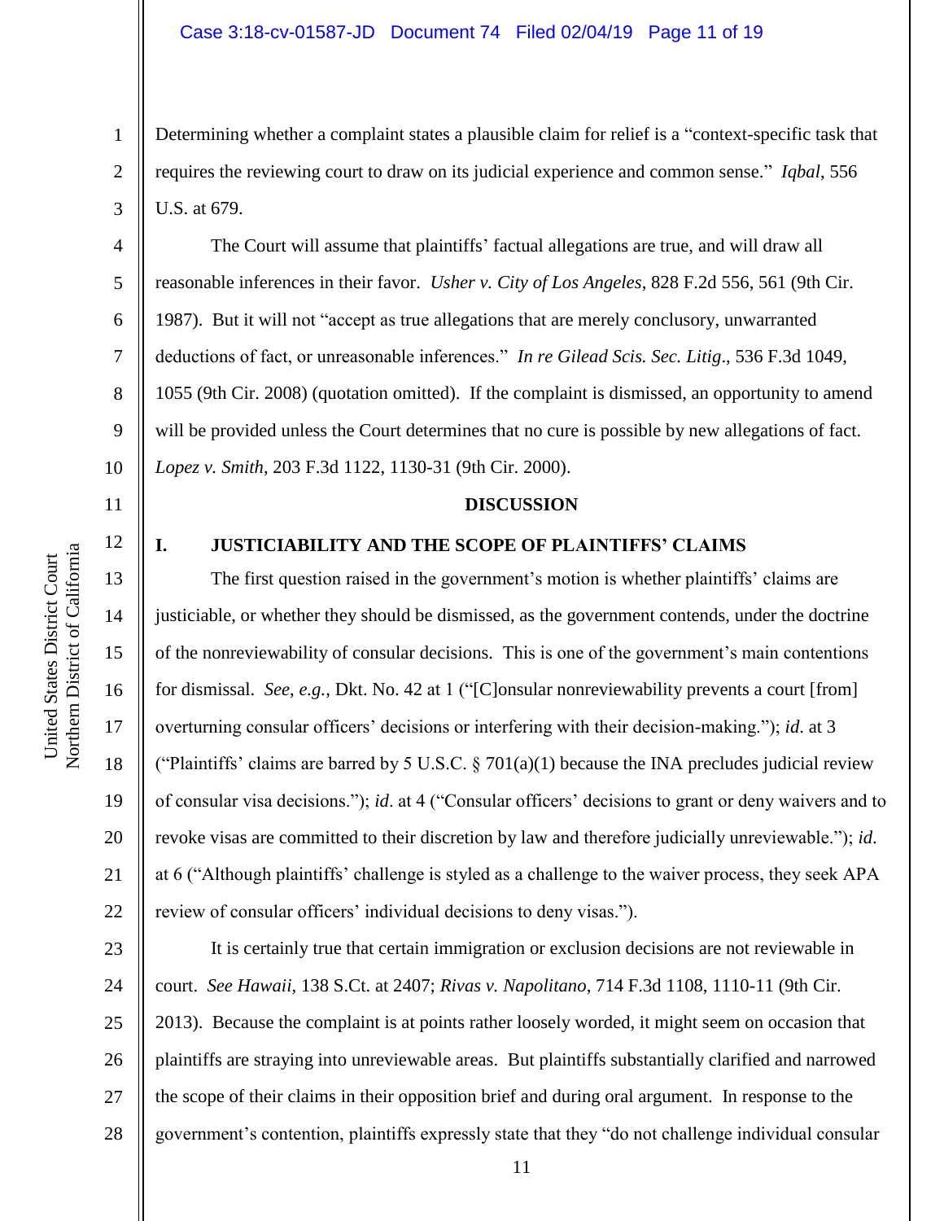Determining whether a complaint states a plausible claim for relief is a "context-specific task that requires the reviewing court to draw on its judicial experience and common sense." *Iqbal*, 556 U.S. at 679.

The Court will assume that plaintiffs' factual allegations are true, and will draw all reasonable inferences in their favor. *Usher v. City of Los Angeles*, 828 F.2d 556, 561 (9th Cir. 1987). But it will not "accept as true allegations that are merely conclusory, unwarranted deductions of fact, or unreasonable inferences." *In re Gilead Scis. Sec. Litig*., 536 F.3d 1049, 1055 (9th Cir. 2008) (quotation omitted). If the complaint is dismissed, an opportunity to amend will be provided unless the Court determines that no cure is possible by new allegations of fact. *Lopez v. Smith*, 203 F.3d 1122, 1130-31 (9th Cir. 2000).

## DISCUSSION

### I. JUSTICIABILITY AND THE SCOPE OF PLAINTIFFS' CLAIMS

The first question raised in the government's motion is whether plaintiffs' claims are justiciable, or whether they should be dismissed, as the government contends, under the doctrine of the nonreviewability of consular decisions. This is one of the government's main contentions for dismissal. *See, e.g.*, Dkt. No. 42 at 1 ("[C]onsular nonreviewability prevents a court [from] overturning consular officers' decisions or interfering with their decision-making."); *id*. at 3 ("Plaintiffs' claims are barred by 5 U.S.C. § 701(a)(1) because the INA precludes judicial review of consular visa decisions."); *id*. at 4 ("Consular officers' decisions to grant or deny waivers and to revoke visas are committed to their discretion by law and therefore judicially unreviewable."); *id*. at 6 ("Although plaintiffs' challenge is styled as a challenge to the waiver process, they seek APA review of consular officers' individual decisions to deny visas.").

It is certainly true that certain immigration or exclusion decisions are not reviewable in court. *See Hawaii*, 138 S.Ct. at 2407; *Rivas v. Napolitano*, 714 F.3d 1108, 1110-11 (9th Cir. 2013). Because the complaint is at points rather loosely worded, it might seem on occasion that plaintiffs are straying into unreviewable areas. But plaintiffs substantially clarified and narrowed the scope of their claims in their opposition brief and during oral argument. In response to the government's contention, plaintiffs expressly state that they "do not challenge individual consular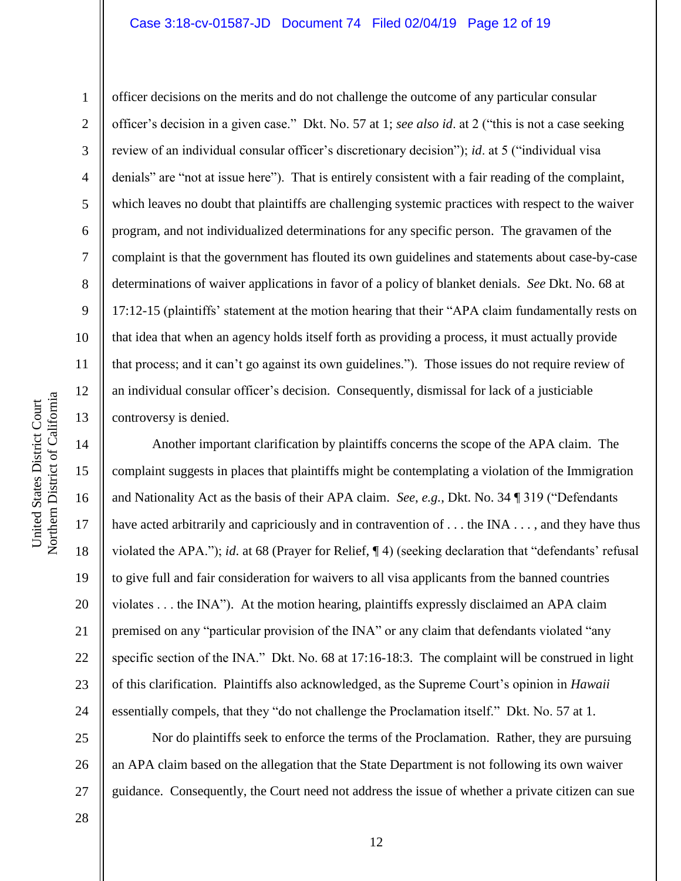officer decisions on the merits and do not challenge the outcome of any particular consular officer's decision in a given case." Dkt. No. 57 at 1; *see also id*. at 2 ("this is not a case seeking review of an individual consular officer's discretionary decision"); *id*. at 5 ("individual visa denials" are "not at issue here"). That is entirely consistent with a fair reading of the complaint, which leaves no doubt that plaintiffs are challenging systemic practices with respect to the waiver program, and not individualized determinations for any specific person. The gravamen of the complaint is that the government has flouted its own guidelines and statements about case-by-case determinations of waiver applications in favor of a policy of blanket denials. *See* Dkt. No. 68 at 17:12-15 (plaintiffs' statement at the motion hearing that their "APA claim fundamentally rests on that idea that when an agency holds itself forth as providing a process, it must actually provide that process; and it can't go against its own guidelines."). Those issues do not require review of an individual consular officer's decision. Consequently, dismissal for lack of a justiciable controversy is denied.

Another important clarification by plaintiffs concerns the scope of the APA claim. The complaint suggests in places that plaintiffs might be contemplating a violation of the Immigration and Nationality Act as the basis of their APA claim. *See, e.g.*, Dkt. No. 34 ¶ 319 ("Defendants have acted arbitrarily and capriciously and in contravention of . . . the INA . . . , and they have thus violated the APA."); *id*. at 68 (Prayer for Relief, ¶ 4) (seeking declaration that "defendants' refusal to give full and fair consideration for waivers to all visa applicants from the banned countries violates . . . the INA"). At the motion hearing, plaintiffs expressly disclaimed an APA claim premised on any "particular provision of the INA" or any claim that defendants violated "any specific section of the INA." Dkt. No. 68 at 17:16-18:3. The complaint will be construed in light of this clarification. Plaintiffs also acknowledged, as the Supreme Court's opinion in *Hawaii* essentially compels, that they "do not challenge the Proclamation itself." Dkt. No. 57 at 1.

Nor do plaintiffs seek to enforce the terms of the Proclamation. Rather, they are pursuing an APA claim based on the allegation that the State Department is not following its own waiver guidance. Consequently, the Court need not address the issue of whether a private citizen can sue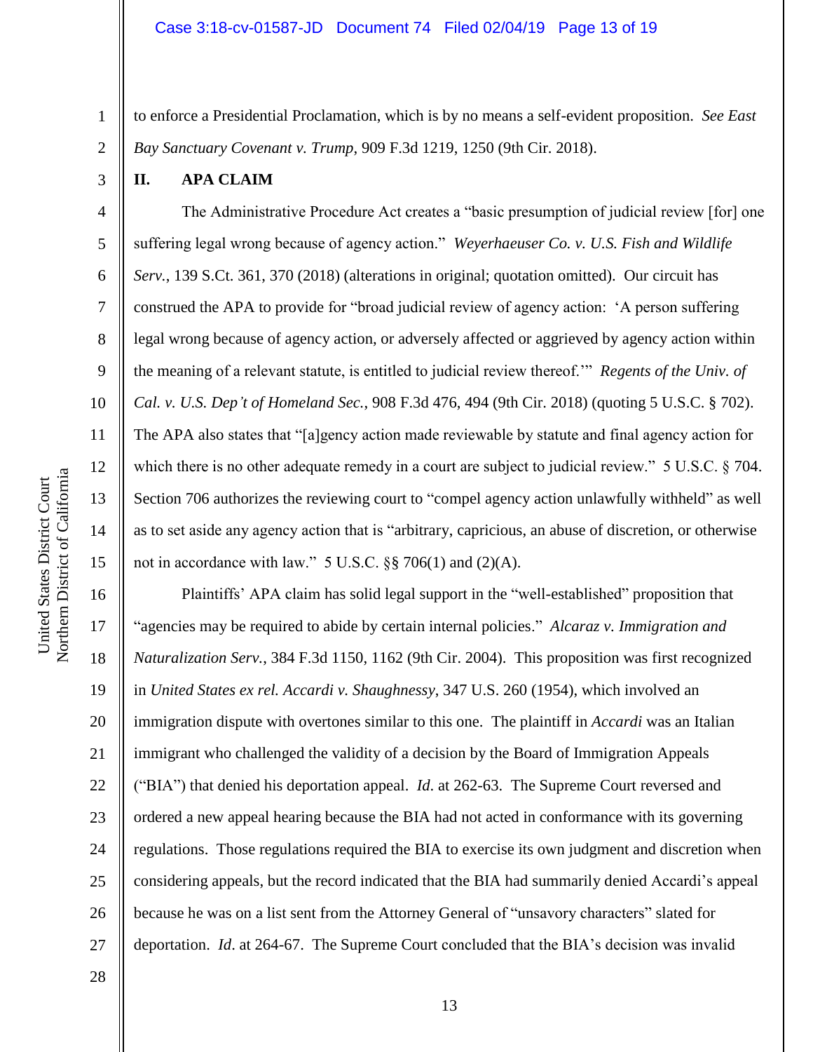to enforce a Presidential Proclamation, which is by no means a self-evident proposition. *See East Bay Sanctuary Covenant v. Trump*, 909 F.3d 1219, 1250 (9th Cir. 2018).

## II. APA CLAIM

The Administrative Procedure Act creates a "basic presumption of judicial review [for] one suffering legal wrong because of agency action." *Weyerhaeuser Co. v. U.S. Fish and Wildlife Serv.*, 139 S.Ct. 361, 370 (2018) (alterations in original; quotation omitted). Our circuit has construed the APA to provide for "broad judicial review of agency action: 'A person suffering legal wrong because of agency action, or adversely affected or aggrieved by agency action within the meaning of a relevant statute, is entitled to judicial review thereof.'" *Regents of the Univ. of Cal. v. U.S. Dep't of Homeland Sec.*, 908 F.3d 476, 494 (9th Cir. 2018) (quoting 5 U.S.C. § 702). The APA also states that "[a]gency action made reviewable by statute and final agency action for which there is no other adequate remedy in a court are subject to judicial review." 5 U.S.C. § 704. Section 706 authorizes the reviewing court to "compel agency action unlawfully withheld" as well as to set aside any agency action that is "arbitrary, capricious, an abuse of discretion, or otherwise not in accordance with law." 5 U.S.C. §§ 706(1) and (2)(A).

Plaintiffs' APA claim has solid legal support in the "well-established" proposition that "agencies may be required to abide by certain internal policies." *Alcaraz v. Immigration and Naturalization Serv.*, 384 F.3d 1150, 1162 (9th Cir. 2004). This proposition was first recognized in *United States ex rel. Accardi v. Shaughnessy*, 347 U.S. 260 (1954), which involved an immigration dispute with overtones similar to this one. The plaintiff in *Accardi* was an Italian immigrant who challenged the validity of a decision by the Board of Immigration Appeals ("BIA") that denied his deportation appeal. *Id.* at 262-63. The Supreme Court reversed and ordered a new appeal hearing because the BIA had not acted in conformance with its governing regulations. Those regulations required the BIA to exercise its own judgment and discretion when considering appeals, but the record indicated that the BIA had summarily denied Accardi's appeal because he was on a list sent from the Attorney General of "unsavory characters" slated for deportation. *Id*. at 264-67. The Supreme Court concluded that the BIA's decision was invalid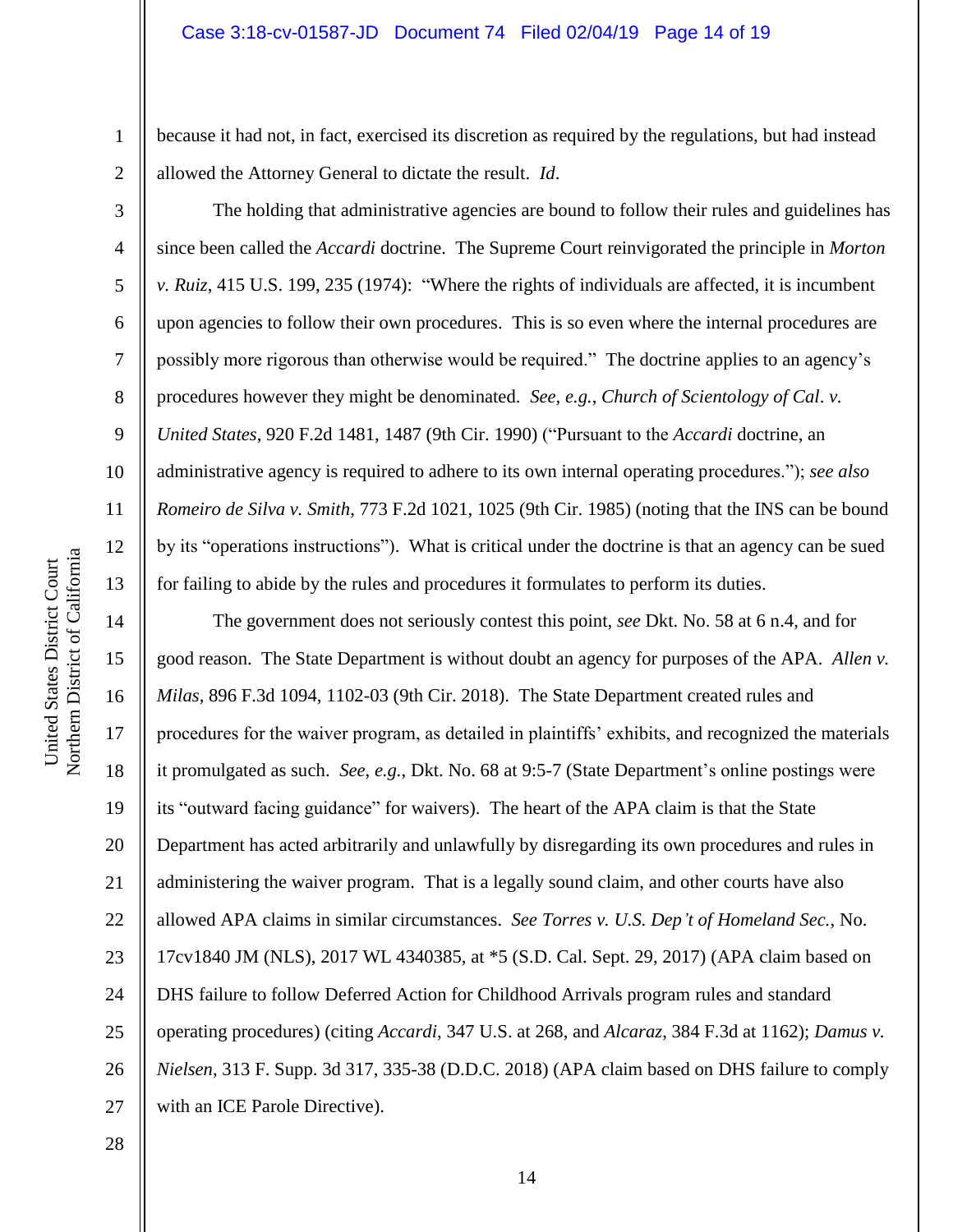because it had not, in fact, exercised its discretion as required by the regulations, but had instead allowed the Attorney General to dictate the result. *Id*.

The holding that administrative agencies are bound to follow their rules and guidelines has since been called the *Accardi* doctrine. The Supreme Court reinvigorated the principle in *Morton v. Ruiz*, 415 U.S. 199, 235 (1974): "Where the rights of individuals are affected, it is incumbent upon agencies to follow their own procedures. This is so even where the internal procedures are possibly more rigorous than otherwise would be required." The doctrine applies to an agency's procedures however they might be denominated. *See, e.g.*, *Church of Scientology of Cal. v. United States*, 920 F.2d 1481, 1487 (9th Cir. 1990) ("Pursuant to the *Accardi* doctrine, an administrative agency is required to adhere to its own internal operating procedures."); *see also Romeiro de Silva v. Smith*, 773 F.2d 1021, 1025 (9th Cir. 1985) (noting that the INS can be bound by its "operations instructions"). What is critical under the doctrine is that an agency can be sued for failing to abide by the rules and procedures it formulates to perform its duties.

The government does not seriously contest this point, *see* Dkt. No. 58 at 6 n.4, and for good reason. The State Department is without doubt an agency for purposes of the APA. *Allen v. Milas*, 896 F.3d 1094, 1102-03 (9th Cir. 2018). The State Department created rules and procedures for the waiver program, as detailed in plaintiffs' exhibits, and recognized the materials it promulgated as such. *See, e.g.*, Dkt. No. 68 at 9:5-7 (State Department's online postings were its "outward facing guidance" for waivers). The heart of the APA claim is that the State Department has acted arbitrarily and unlawfully by disregarding its own procedures and rules in administering the waiver program. That is a legally sound claim, and other courts have also allowed APA claims in similar circumstances. *See Torres v. U.S. Dep't of Homeland Sec.*, No. 17cv1840 JM (NLS), 2017 WL 4340385, at *5 (S.D. Cal. Sept. 29, 2017) (APA claim based on DHS failure to follow Deferred Action for Childhood Arrivals program rules and standard operating procedures) (citing *Accardi*, 347 U.S. at 268, and *Alcaraz*, 384 F.3d at 1162); *Damus v. Nielsen*, 313 F. Supp. 3d 317, 335-38 (D.D.C. 2018) (APA claim based on DHS failure to comply with an ICE Parole Directive).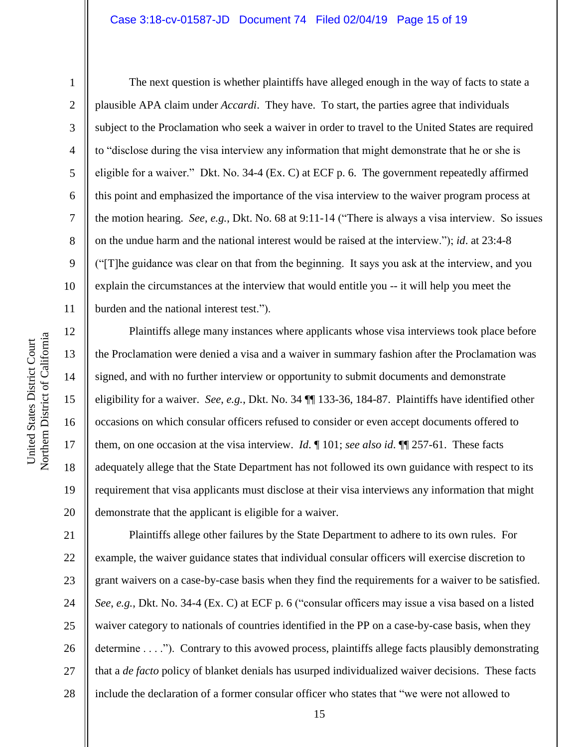The next question is whether plaintiffs have alleged enough in the way of facts to state a plausible APA claim under *Accardi*. They have. To start, the parties agree that individuals subject to the Proclamation who seek a waiver in order to travel to the United States are required to "disclose during the visa interview any information that might demonstrate that he or she is eligible for a waiver." Dkt. No. 34-4 (Ex. C) at ECF p. 6. The government repeatedly affirmed this point and emphasized the importance of the visa interview to the waiver program process at the motion hearing. *See, e.g.*, Dkt. No. 68 at 9:11-14 ("There is always a visa interview. So issues on the undue harm and the national interest would be raised at the interview."); *id*. at 23:4-8 ("[T]he guidance was clear on that from the beginning. It says you ask at the interview, and you explain the circumstances at the interview that would entitle you -- it will help you meet the burden and the national interest test.").

Plaintiffs allege many instances where applicants whose visa interviews took place before the Proclamation were denied a visa and a waiver in summary fashion after the Proclamation was signed, and with no further interview or opportunity to submit documents and demonstrate eligibility for a waiver. *See, e.g.*, Dkt. No. 34 ¶¶ 133-36, 184-87. Plaintiffs have identified other occasions on which consular officers refused to consider or even accept documents offered to them, on one occasion at the visa interview. *Id.* ¶ 101; *see also id.* ¶¶ 257-61. These facts adequately allege that the State Department has not followed its own guidance with respect to its requirement that visa applicants must disclose at their visa interviews any information that might demonstrate that the applicant is eligible for a waiver.

Plaintiffs allege other failures by the State Department to adhere to its own rules. For example, the waiver guidance states that individual consular officers will exercise discretion to grant waivers on a case-by-case basis when they find the requirements for a waiver to be satisfied. *See, e.g.*, Dkt. No. 34-4 (Ex. C) at ECF p. 6 ("consular officers may issue a visa based on a listed waiver category to nationals of countries identified in the PP on a case-by-case basis, when they determine . . . ."). Contrary to this avowed process, plaintiffs allege facts plausibly demonstrating that a *de facto* policy of blanket denials has usurped individualized waiver decisions. These facts include the declaration of a former consular officer who states that "we were not allowed to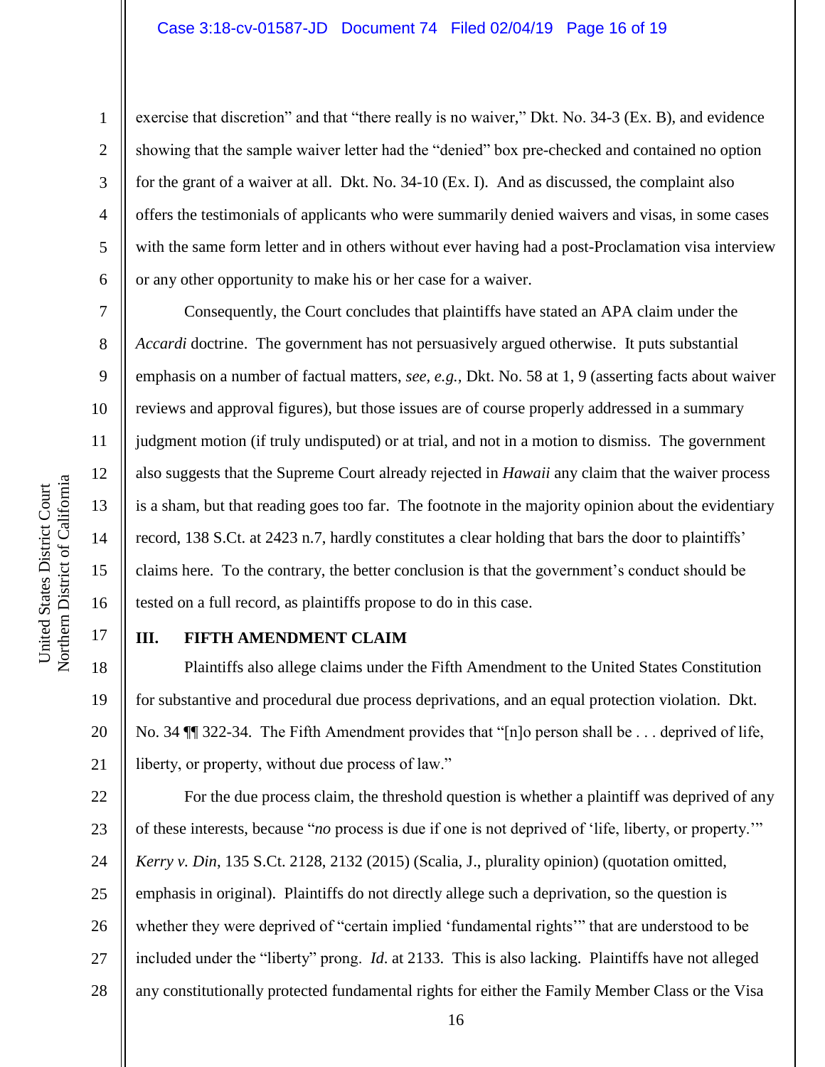exercise that discretion" and that "there really is no waiver," Dkt. No. 34-3 (Ex. B), and evidence showing that the sample waiver letter had the "denied" box pre-checked and contained no option for the grant of a waiver at all. Dkt. No. 34-10 (Ex. I). And as discussed, the complaint also offers the testimonials of applicants who were summarily denied waivers and visas, in some cases with the same form letter and in others without ever having had a post-Proclamation visa interview or any other opportunity to make his or her case for a waiver.

Consequently, the Court concludes that plaintiffs have stated an APA claim under the *Accardi* doctrine. The government has not persuasively argued otherwise. It puts substantial emphasis on a number of factual matters, *see, e.g.*, Dkt. No. 58 at 1, 9 (asserting facts about waiver reviews and approval figures), but those issues are of course properly addressed in a summary judgment motion (if truly undisputed) or at trial, and not in a motion to dismiss. The government also suggests that the Supreme Court already rejected in *Hawaii* any claim that the waiver process is a sham, but that reading goes too far. The footnote in the majority opinion about the evidentiary record, 138 S.Ct. at 2423 n.7, hardly constitutes a clear holding that bars the door to plaintiffs' claims here. To the contrary, the better conclusion is that the government's conduct should be tested on a full record, as plaintiffs propose to do in this case.

## III. FIFTH AMENDMENT CLAIM

Plaintiffs also allege claims under the Fifth Amendment to the United States Constitution for substantive and procedural due process deprivations, and an equal protection violation. Dkt. No. 34 ¶¶ 322-34. The Fifth Amendment provides that "[n]o person shall be . . . deprived of life, liberty, or property, without due process of law."

For the due process claim, the threshold question is whether a plaintiff was deprived of any of these interests, because "*no* process is due if one is not deprived of 'life, liberty, or property.'" *Kerry v. Din*, 135 S.Ct. 2128, 2132 (2015) (Scalia, J., plurality opinion) (quotation omitted, emphasis in original). Plaintiffs do not directly allege such a deprivation, so the question is whether they were deprived of "certain implied 'fundamental rights'" that are understood to be included under the "liberty" prong. *Id.* at 2133. This is also lacking. Plaintiffs have not alleged any constitutionally protected fundamental rights for either the Family Member Class or the Visa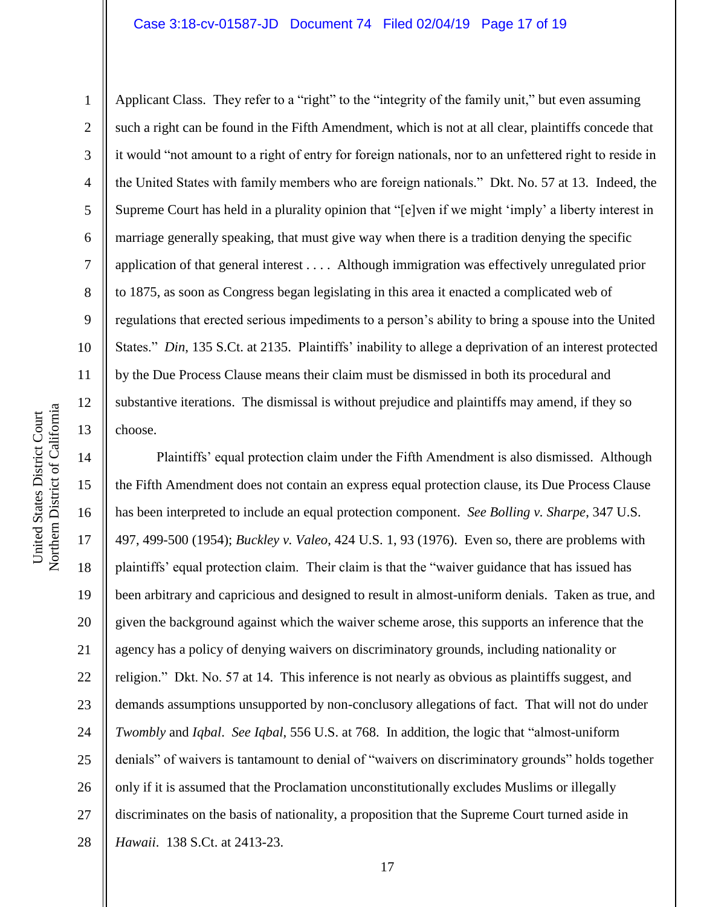Applicant Class. They refer to a "right" to the "integrity of the family unit," but even assuming such a right can be found in the Fifth Amendment, which is not at all clear, plaintiffs concede that it would "not amount to a right of entry for foreign nationals, nor to an unfettered right to reside in the United States with family members who are foreign nationals." Dkt. No. 57 at 13. Indeed, the Supreme Court has held in a plurality opinion that "[e]ven if we might 'imply' a liberty interest in marriage generally speaking, that must give way when there is a tradition denying the specific application of that general interest . . . . Although immigration was effectively unregulated prior to 1875, as soon as Congress began legislating in this area it enacted a complicated web of regulations that erected serious impediments to a person's ability to bring a spouse into the United States." *Din*, 135 S.Ct. at 2135. Plaintiffs' inability to allege a deprivation of an interest protected by the Due Process Clause means their claim must be dismissed in both its procedural and substantive iterations. The dismissal is without prejudice and plaintiffs may amend, if they so choose.

Plaintiffs' equal protection claim under the Fifth Amendment is also dismissed. Although the Fifth Amendment does not contain an express equal protection clause, its Due Process Clause has been interpreted to include an equal protection component. *See Bolling v. Sharpe*, 347 U.S. 497, 499-500 (1954); *Buckley v. Valeo*, 424 U.S. 1, 93 (1976). Even so, there are problems with plaintiffs' equal protection claim. Their claim is that the "waiver guidance that has issued has been arbitrary and capricious and designed to result in almost-uniform denials. Taken as true, and given the background against which the waiver scheme arose, this supports an inference that the agency has a policy of denying waivers on discriminatory grounds, including nationality or religion." Dkt. No. 57 at 14. This inference is not nearly as obvious as plaintiffs suggest, and demands assumptions unsupported by non-conclusory allegations of fact. That will not do under *Twombly* and *Iqbal*. *See Iqbal,* 556 U.S. at 768. In addition, the logic that "almost-uniform denials" of waivers is tantamount to denial of "waivers on discriminatory grounds" holds together only if it is assumed that the Proclamation unconstitutionally excludes Muslims or illegally discriminates on the basis of nationality, a proposition that the Supreme Court turned aside in *Hawaii*. 138 S.Ct. at 2413-23.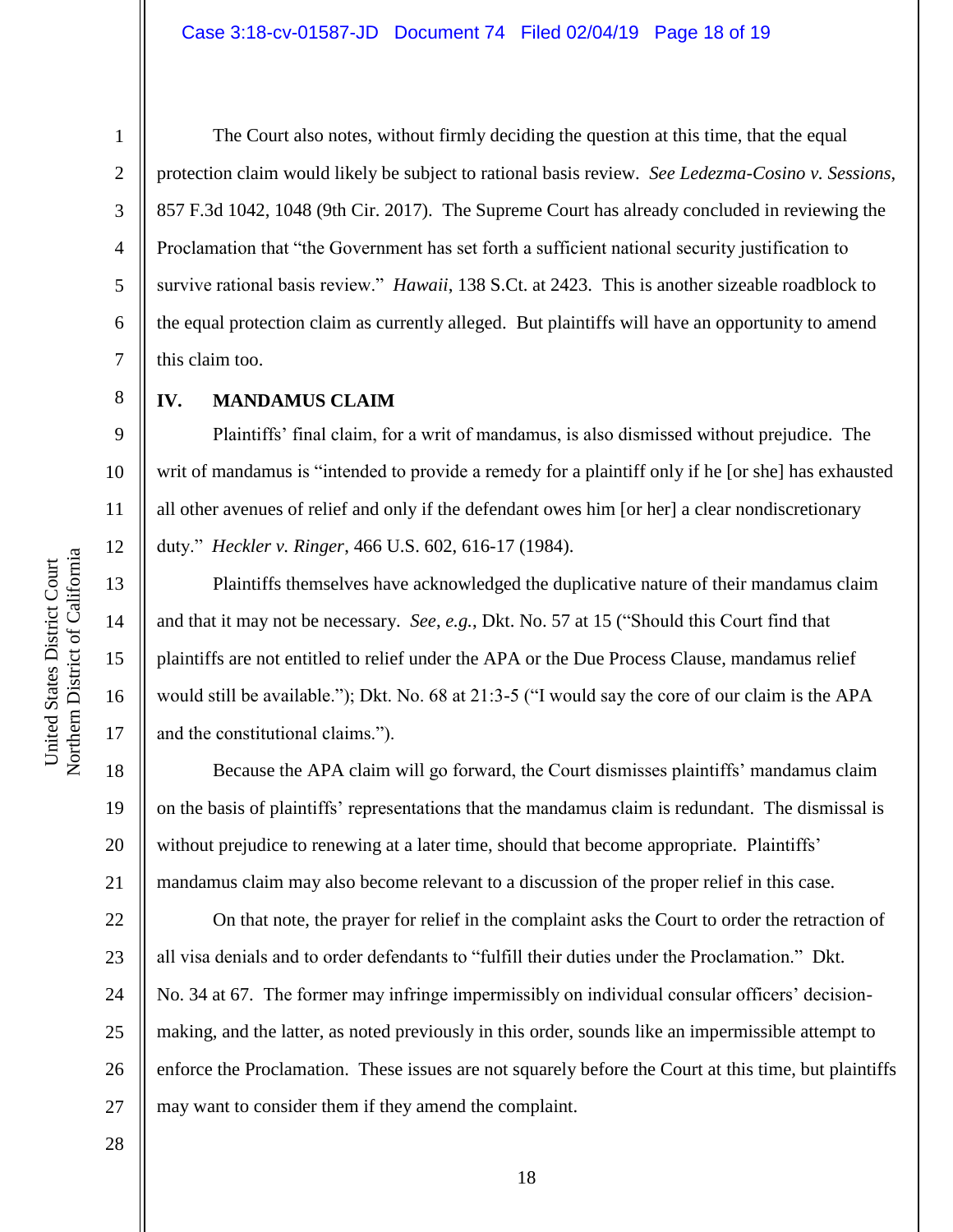The Court also notes, without firmly deciding the question at this time, that the equal protection claim would likely be subject to rational basis review. *See Ledezma-Cosino v. Sessions*, 857 F.3d 1042, 1048 (9th Cir. 2017). The Supreme Court has already concluded in reviewing the Proclamation that "the Government has set forth a sufficient national security justification to survive rational basis review." *Hawaii*, 138 S.Ct. at 2423. This is another sizeable roadblock to the equal protection claim as currently alleged. But plaintiffs will have an opportunity to amend this claim too.

## IV. MANDAMUS CLAIM

Plaintiffs' final claim, for a writ of mandamus, is also dismissed without prejudice. The writ of mandamus is "intended to provide a remedy for a plaintiff only if he [or she] has exhausted all other avenues of relief and only if the defendant owes him [or her] a clear nondiscretionary duty." *Heckler v. Ringer*, 466 U.S. 602, 616-17 (1984).

Plaintiffs themselves have acknowledged the duplicative nature of their mandamus claim and that it may not be necessary. *See*, *e.g.*, Dkt. No. 57 at 15 ("Should this Court find that plaintiffs are not entitled to relief under the APA or the Due Process Clause, mandamus relief would still be available."); Dkt. No. 68 at 21:3-5 ("I would say the core of our claim is the APA and the constitutional claims.").

Because the APA claim will go forward, the Court dismisses plaintiffs' mandamus claim on the basis of plaintiffs' representations that the mandamus claim is redundant. The dismissal is without prejudice to renewing at a later time, should that become appropriate. Plaintiffs' mandamus claim may also become relevant to a discussion of the proper relief in this case.

On that note, the prayer for relief in the complaint asks the Court to order the retraction of all visa denials and to order defendants to "fulfill their duties under the Proclamation." Dkt. No. 34 at 67. The former may infringe impermissibly on individual consular officers' decision-making, and the latter, as noted previously in this order, sounds like an impermissible attempt to enforce the Proclamation. These issues are not squarely before the Court at this time, but plaintiffs may want to consider them if they amend the complaint.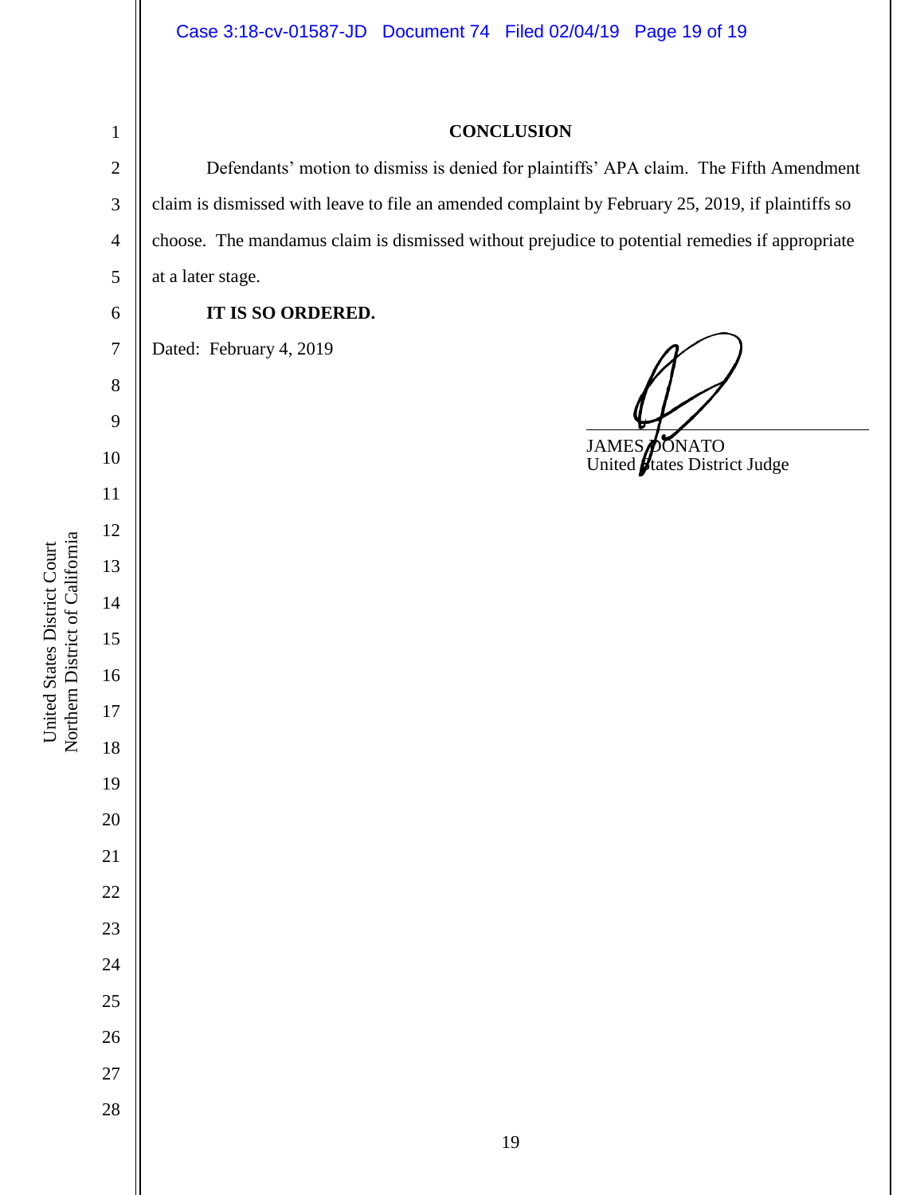**CONCLUSION**

Defendants' motion to dismiss is denied for plaintiffs' APA claim. The Fifth Amendment claim is dismissed with leave to file an amended complaint by February 25, 2019, if plaintiffs so choose. The mandamus claim is dismissed without prejudice to potential remedies if appropriate at a later stage.

**IT IS SO ORDERED.**

Dated: February 4, 2019

JAMES DONATO
United States District Judge